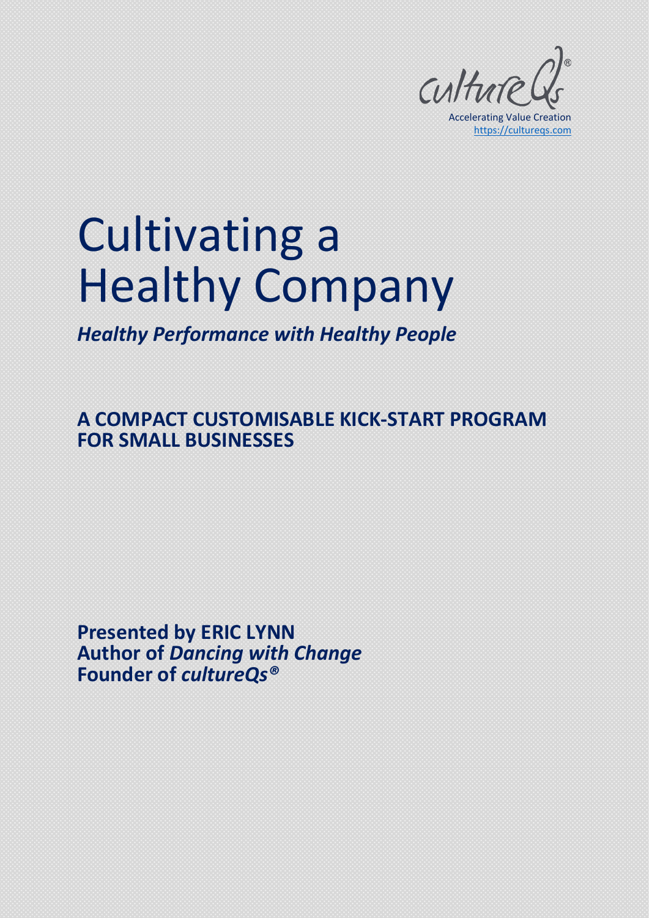cultureQs®

Accelerating Value Creation
https://cultureqs.com

# Cultivating a Healthy Company

***Healthy Performance with Healthy People***

**A COMPACT CUSTOMISABLE KICK-START PROGRAM FOR SMALL BUSINESSES**

**Presented by ERIC LYNN**
**Author of *Dancing with Change***
**Founder of *cultureQs®***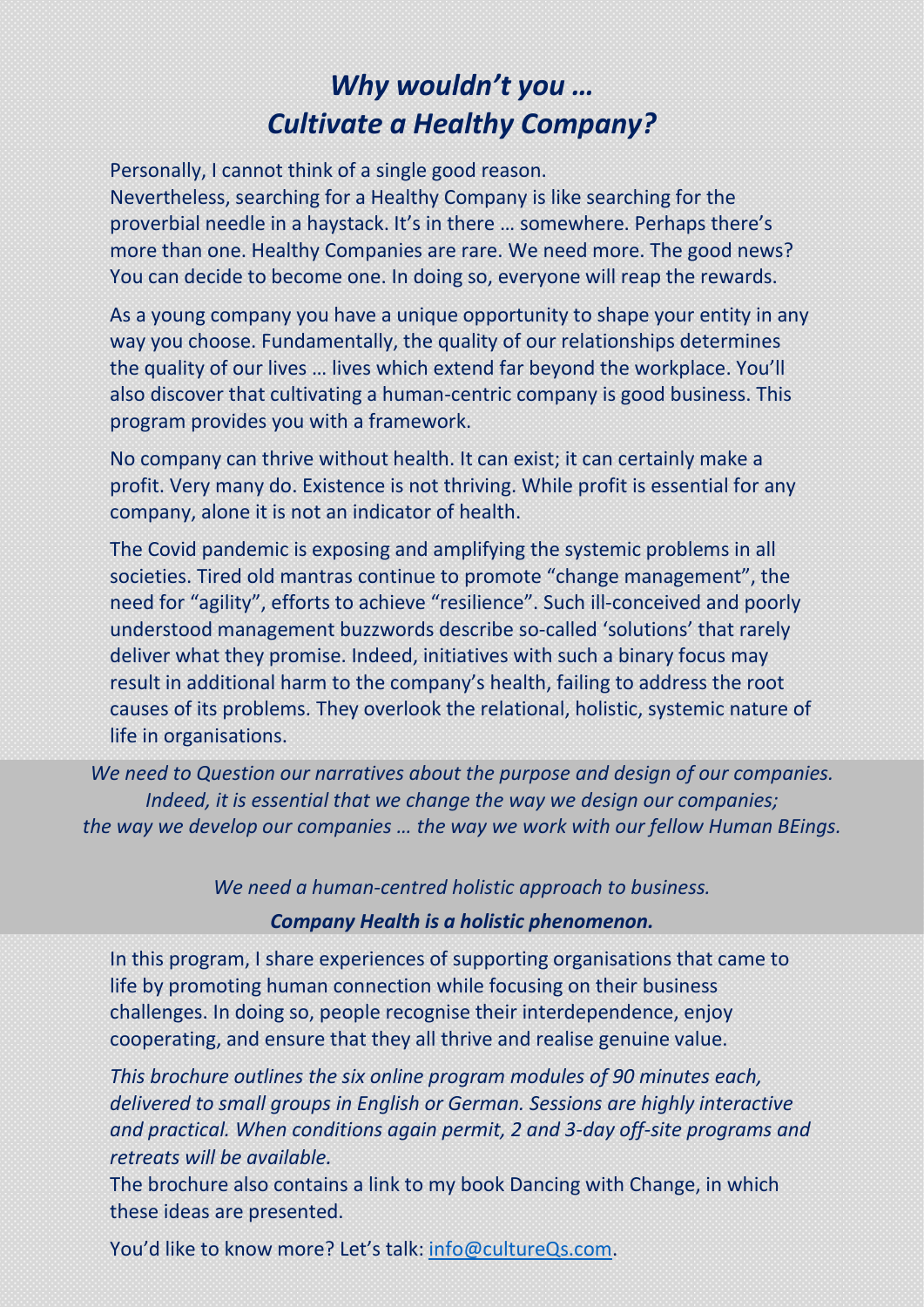# *Why wouldn't you … Cultivate a Healthy Company?*

Personally, I cannot think of a single good reason.
Nevertheless, searching for a Healthy Company is like searching for the proverbial needle in a haystack. It's in there … somewhere. Perhaps there's more than one. Healthy Companies are rare. We need more. The good news? You can decide to become one. In doing so, everyone will reap the rewards.

As a young company you have a unique opportunity to shape your entity in any way you choose. Fundamentally, the quality of our relationships determines the quality of our lives … lives which extend far beyond the workplace. You'll also discover that cultivating a human-centric company is good business. This program provides you with a framework.

No company can thrive without health. It can exist; it can certainly make a profit. Very many do. Existence is not thriving. While profit is essential for any company, alone it is not an indicator of health.

The Covid pandemic is exposing and amplifying the systemic problems in all societies. Tired old mantras continue to promote "change management", the need for "agility", efforts to achieve "resilience". Such ill-conceived and poorly understood management buzzwords describe so-called 'solutions' that rarely deliver what they promise. Indeed, initiatives with such a binary focus may result in additional harm to the company's health, failing to address the root causes of its problems. They overlook the relational, holistic, systemic nature of life in organisations.

*We need to Question our narratives about the purpose and design of our companies. Indeed, it is essential that we change the way we design our companies; the way we develop our companies … the way we work with our fellow Human BEings.*

*We need a human-centred holistic approach to business.*

***Company Health is a holistic phenomenon.***

In this program, I share experiences of supporting organisations that came to life by promoting human connection while focusing on their business challenges. In doing so, people recognise their interdependence, enjoy cooperating, and ensure that they all thrive and realise genuine value.

*This brochure outlines the six online program modules of 90 minutes each, delivered to small groups in English or German. Sessions are highly interactive and practical. When conditions again permit, 2 and 3-day off-site programs and retreats will be available.*

The brochure also contains a link to my book Dancing with Change, in which these ideas are presented.

You'd like to know more? Let's talk: info@cultureQs.com.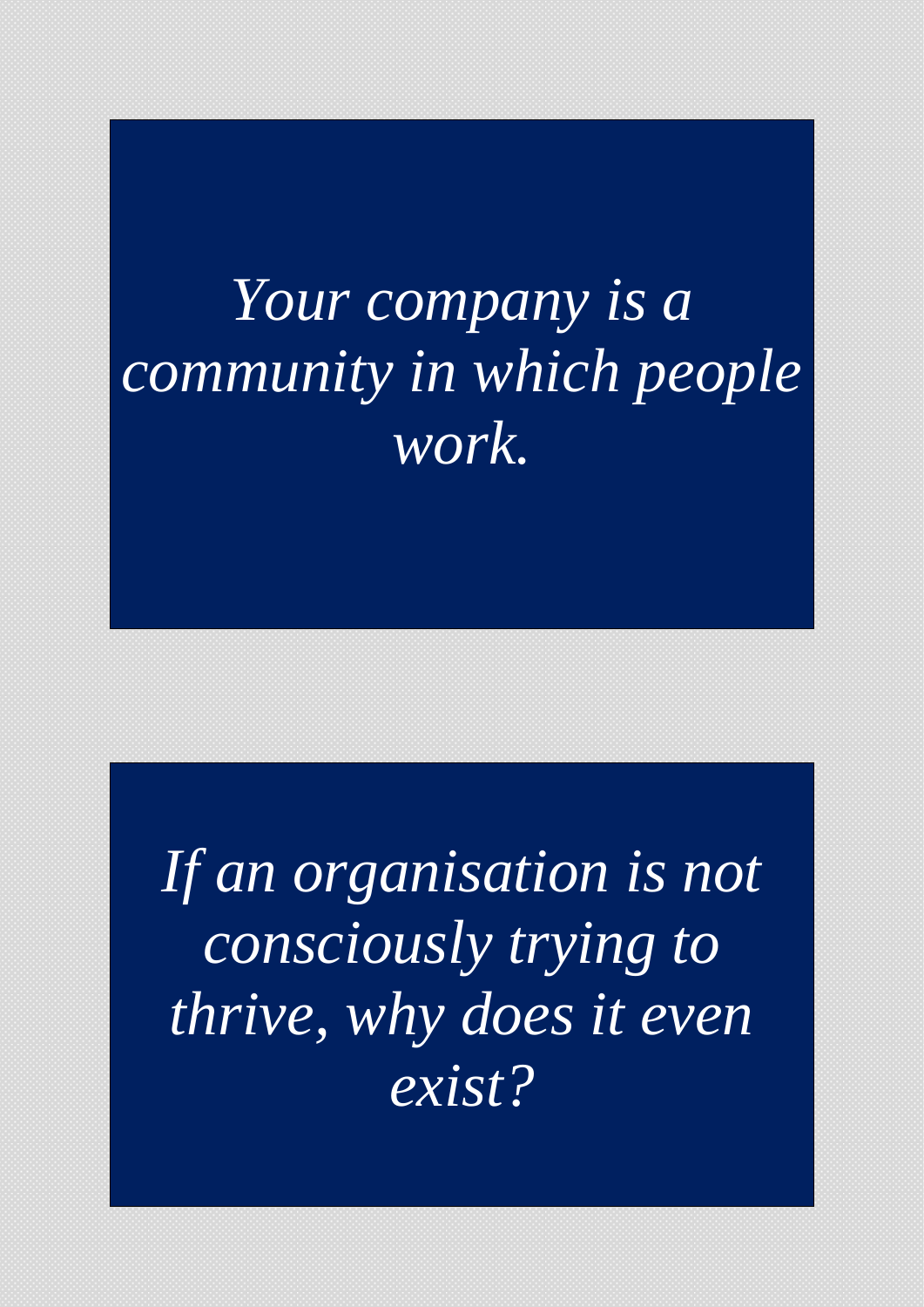*Your company is a community in which people work.*

*If an organisation is not consciously trying to thrive, why does it even exist?*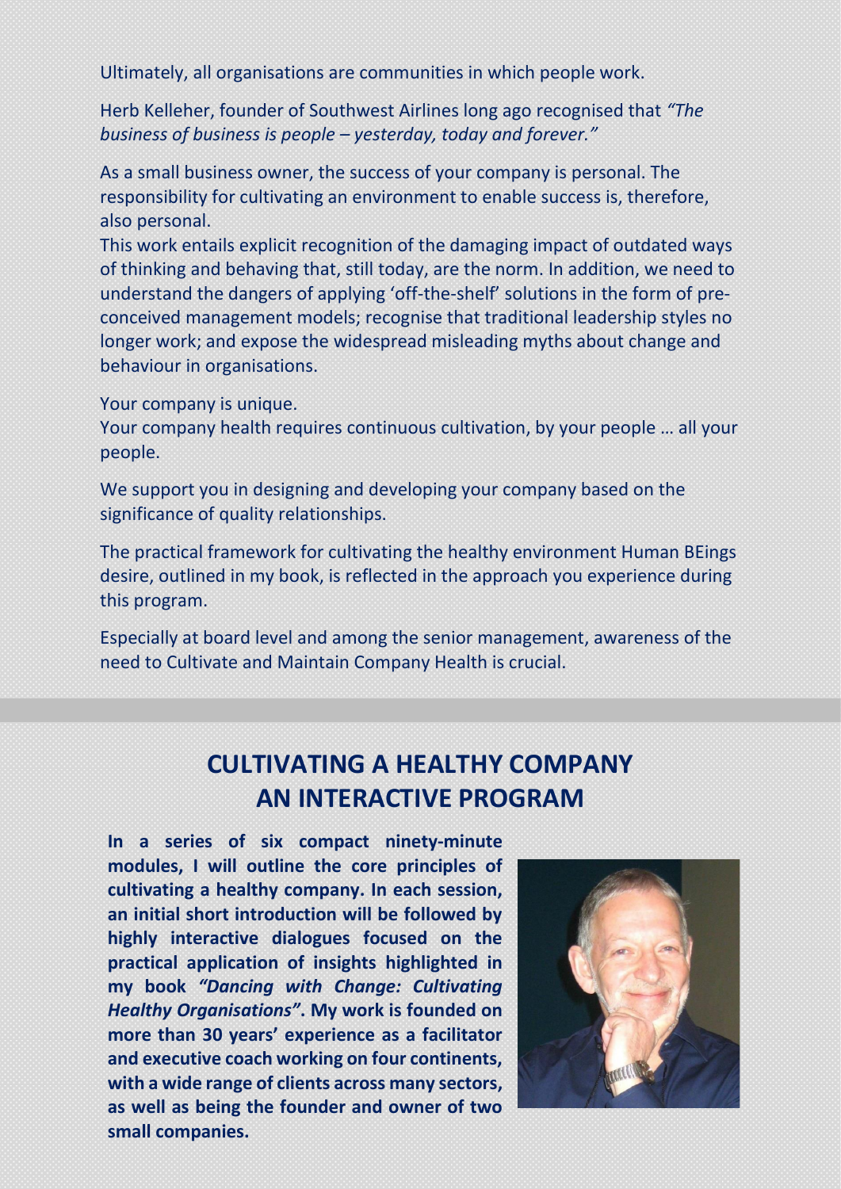Ultimately, all organisations are communities in which people work.

Herb Kelleher, founder of Southwest Airlines long ago recognised that *"The business of business is people – yesterday, today and forever."*

As a small business owner, the success of your company is personal. The responsibility for cultivating an environment to enable success is, therefore, also personal.
This work entails explicit recognition of the damaging impact of outdated ways of thinking and behaving that, still today, are the norm. In addition, we need to understand the dangers of applying 'off-the-shelf' solutions in the form of pre-conceived management models; recognise that traditional leadership styles no longer work; and expose the widespread misleading myths about change and behaviour in organisations.

Your company is unique.
Your company health requires continuous cultivation, by your people … all your people.

We support you in designing and developing your company based on the significance of quality relationships.

The practical framework for cultivating the healthy environment Human BEings desire, outlined in my book, is reflected in the approach you experience during this program.

Especially at board level and among the senior management, awareness of the need to Cultivate and Maintain Company Health is crucial.

## CULTIVATING A HEALTHY COMPANY AN INTERACTIVE PROGRAM

**In a series of six compact ninety-minute modules, I will outline the core principles of cultivating a healthy company. In each session, an initial short introduction will be followed by highly interactive dialogues focused on the practical application of insights highlighted in my book *"Dancing with Change: Cultivating Healthy Organisations"*. My work is founded on more than 30 years' experience as a facilitator and executive coach working on four continents, with a wide range of clients across many sectors, as well as being the founder and owner of two small companies.**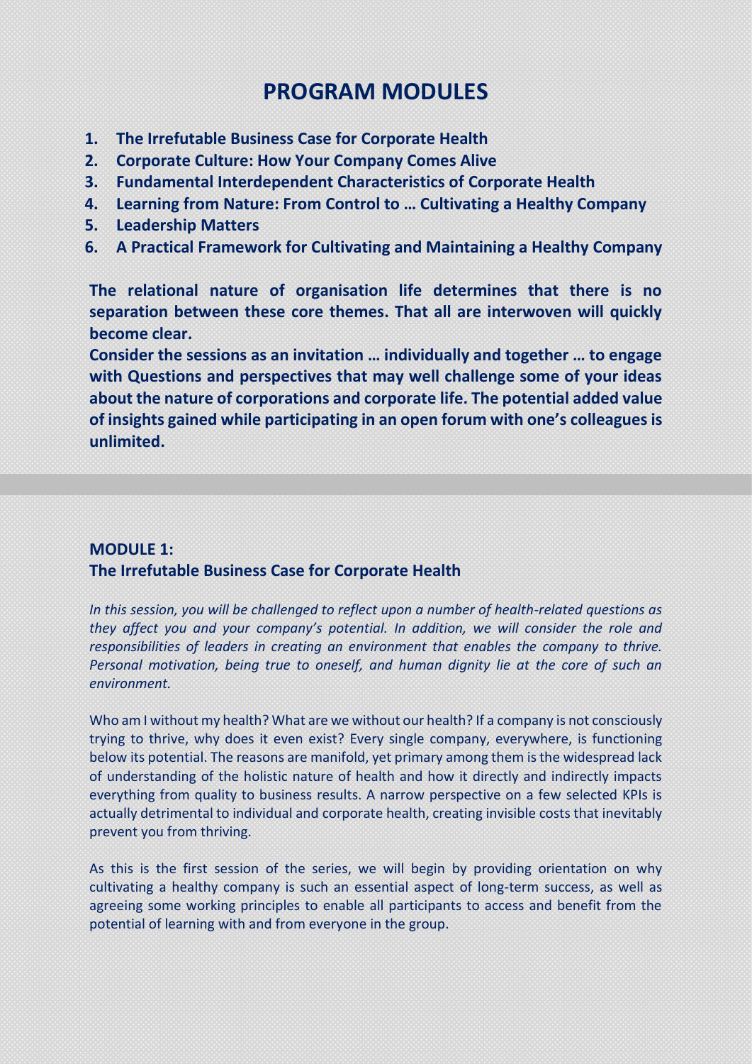# PROGRAM MODULES

1. **The Irrefutable Business Case for Corporate Health**
2. **Corporate Culture: How Your Company Comes Alive**
3. **Fundamental Interdependent Characteristics of Corporate Health**
4. **Learning from Nature: From Control to … Cultivating a Healthy Company**
5. **Leadership Matters**
6. **A Practical Framework for Cultivating and Maintaining a Healthy Company**

**The relational nature of organisation life determines that there is no separation between these core themes. That all are interwoven will quickly become clear.**

**Consider the sessions as an invitation … individually and together … to engage with Questions and perspectives that may well challenge some of your ideas about the nature of corporations and corporate life. The potential added value of insights gained while participating in an open forum with one's colleagues is unlimited.**

## MODULE 1:
## The Irrefutable Business Case for Corporate Health

*In this session, you will be challenged to reflect upon a number of health-related questions as they affect you and your company's potential. In addition, we will consider the role and responsibilities of leaders in creating an environment that enables the company to thrive. Personal motivation, being true to oneself, and human dignity lie at the core of such an environment.*

Who am I without my health? What are we without our health? If a company is not consciously trying to thrive, why does it even exist? Every single company, everywhere, is functioning below its potential. The reasons are manifold, yet primary among them is the widespread lack of understanding of the holistic nature of health and how it directly and indirectly impacts everything from quality to business results. A narrow perspective on a few selected KPIs is actually detrimental to individual and corporate health, creating invisible costs that inevitably prevent you from thriving.

As this is the first session of the series, we will begin by providing orientation on why cultivating a healthy company is such an essential aspect of long-term success, as well as agreeing some working principles to enable all participants to access and benefit from the potential of learning with and from everyone in the group.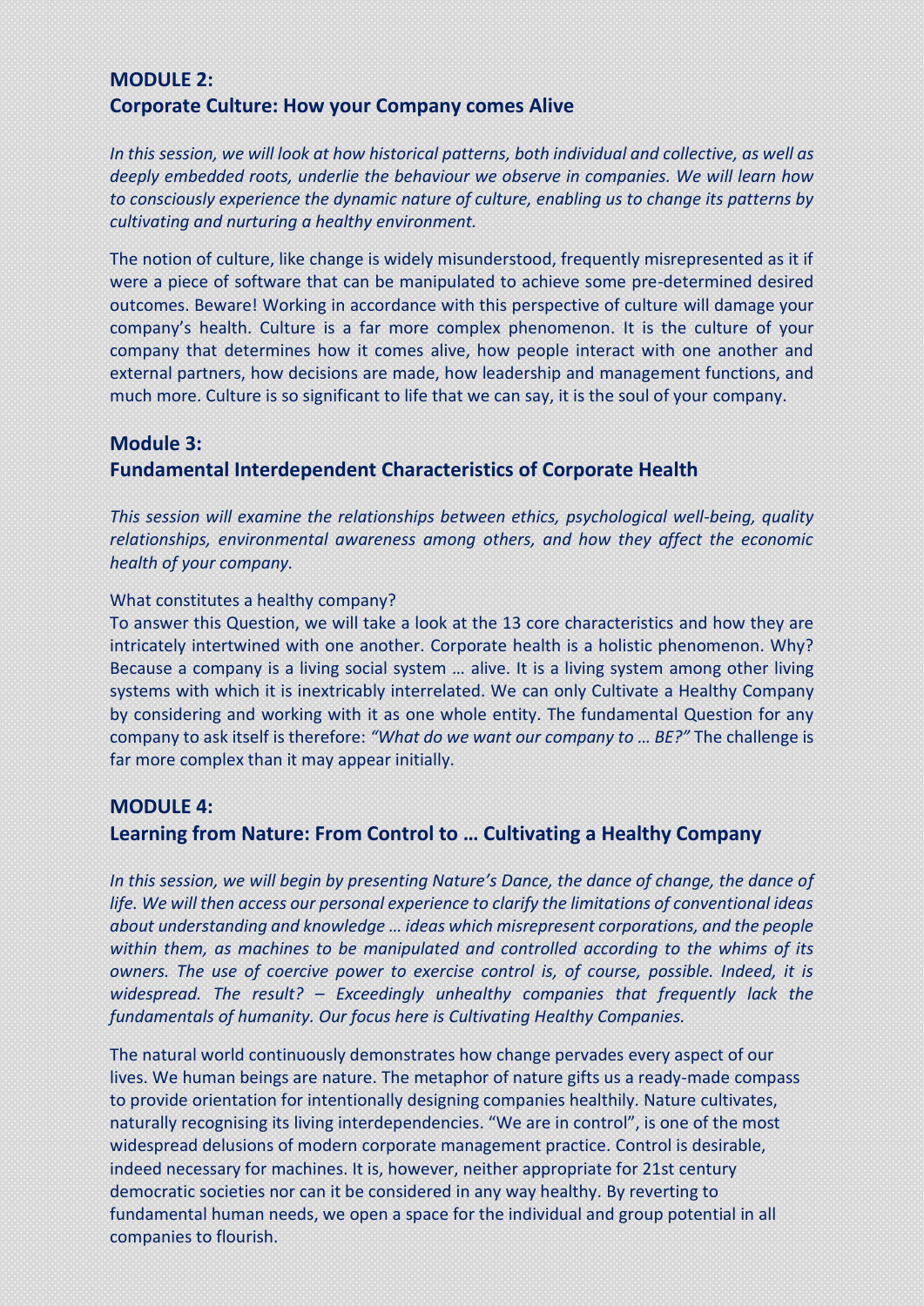## MODULE 2:
## Corporate Culture: How your Company comes Alive

*In this session, we will look at how historical patterns, both individual and collective, as well as deeply embedded roots, underlie the behaviour we observe in companies. We will learn how to consciously experience the dynamic nature of culture, enabling us to change its patterns by cultivating and nurturing a healthy environment.*

The notion of culture, like change is widely misunderstood, frequently misrepresented as it if were a piece of software that can be manipulated to achieve some pre-determined desired outcomes. Beware! Working in accordance with this perspective of culture will damage your company's health. Culture is a far more complex phenomenon. It is the culture of your company that determines how it comes alive, how people interact with one another and external partners, how decisions are made, how leadership and management functions, and much more. Culture is so significant to life that we can say, it is the soul of your company.

## Module 3:
## Fundamental Interdependent Characteristics of Corporate Health

*This session will examine the relationships between ethics, psychological well-being, quality relationships, environmental awareness among others, and how they affect the economic health of your company.*

What constitutes a healthy company?
To answer this Question, we will take a look at the 13 core characteristics and how they are intricately intertwined with one another. Corporate health is a holistic phenomenon. Why? Because a company is a living social system … alive. It is a living system among other living systems with which it is inextricably interrelated. We can only Cultivate a Healthy Company by considering and working with it as one whole entity. The fundamental Question for any company to ask itself is therefore: *"What do we want our company to … BE?"* The challenge is far more complex than it may appear initially.

## MODULE 4:
## Learning from Nature: From Control to … Cultivating a Healthy Company

*In this session, we will begin by presenting Nature's Dance, the dance of change, the dance of life. We will then access our personal experience to clarify the limitations of conventional ideas about understanding and knowledge … ideas which misrepresent corporations, and the people within them, as machines to be manipulated and controlled according to the whims of its owners. The use of coercive power to exercise control is, of course, possible. Indeed, it is widespread. The result? – Exceedingly unhealthy companies that frequently lack the fundamentals of humanity. Our focus here is Cultivating Healthy Companies.*

The natural world continuously demonstrates how change pervades every aspect of our lives. We human beings are nature. The metaphor of nature gifts us a ready-made compass to provide orientation for intentionally designing companies healthily. Nature cultivates, naturally recognising its living interdependencies. "We are in control", is one of the most widespread delusions of modern corporate management practice. Control is desirable, indeed necessary for machines. It is, however, neither appropriate for 21st century democratic societies nor can it be considered in any way healthy. By reverting to fundamental human needs, we open a space for the individual and group potential in all companies to flourish.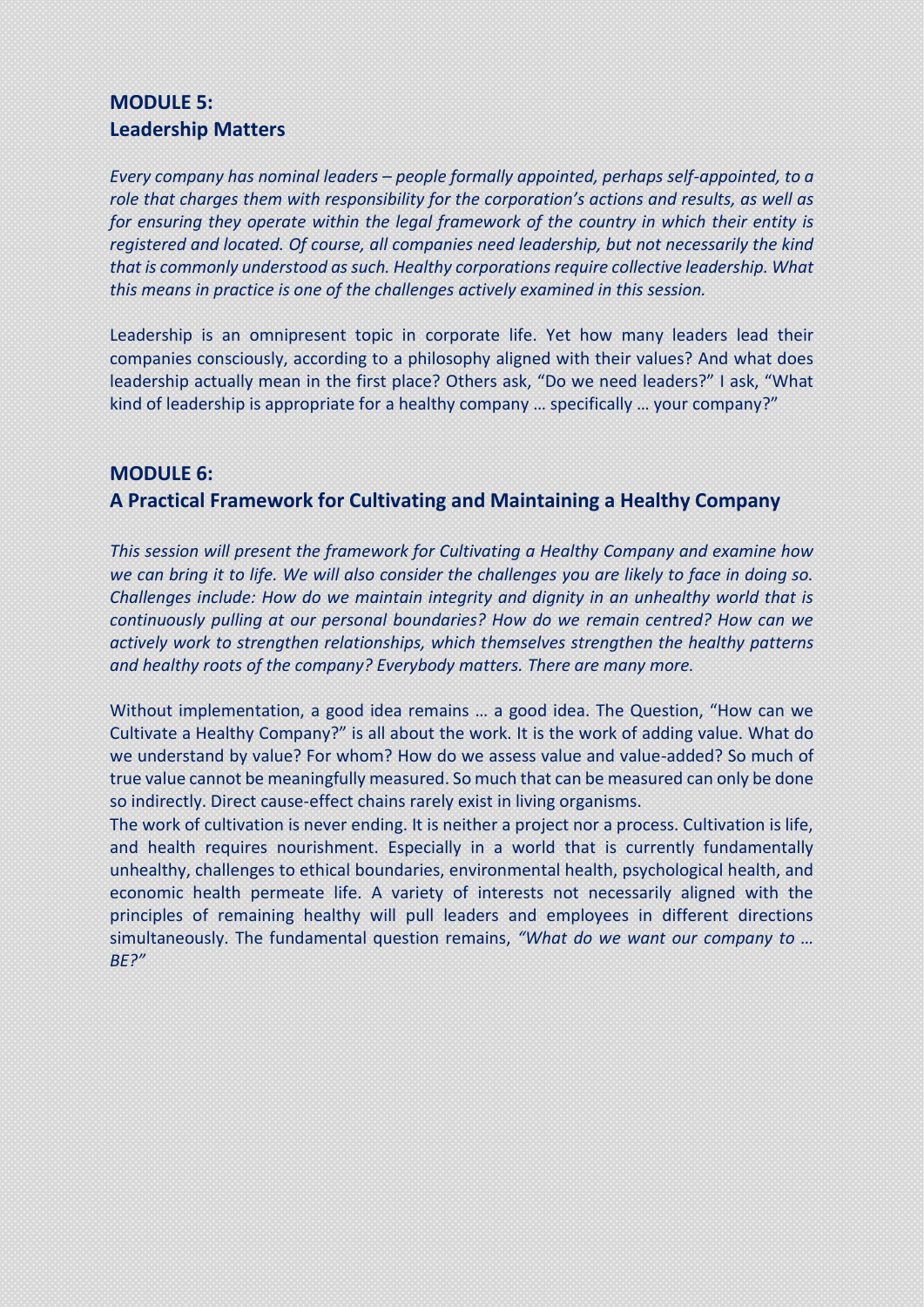## MODULE 5:
## Leadership Matters

*Every company has nominal leaders – people formally appointed, perhaps self-appointed, to a role that charges them with responsibility for the corporation's actions and results, as well as for ensuring they operate within the legal framework of the country in which their entity is registered and located. Of course, all companies need leadership, but not necessarily the kind that is commonly understood as such. Healthy corporations require collective leadership. What this means in practice is one of the challenges actively examined in this session.*

Leadership is an omnipresent topic in corporate life. Yet how many leaders lead their companies consciously, according to a philosophy aligned with their values? And what does leadership actually mean in the first place? Others ask, "Do we need leaders?" I ask, "What kind of leadership is appropriate for a healthy company … specifically … your company?"

## MODULE 6:
## A Practical Framework for Cultivating and Maintaining a Healthy Company

*This session will present the framework for Cultivating a Healthy Company and examine how we can bring it to life. We will also consider the challenges you are likely to face in doing so. Challenges include: How do we maintain integrity and dignity in an unhealthy world that is continuously pulling at our personal boundaries? How do we remain centred? How can we actively work to strengthen relationships, which themselves strengthen the healthy patterns and healthy roots of the company? Everybody matters. There are many more.*

Without implementation, a good idea remains … a good idea. The Question, "How can we Cultivate a Healthy Company?" is all about the work. It is the work of adding value. What do we understand by value? For whom? How do we assess value and value-added? So much of true value cannot be meaningfully measured. So much that can be measured can only be done so indirectly. Direct cause-effect chains rarely exist in living organisms.

The work of cultivation is never ending. It is neither a project nor a process. Cultivation is life, and health requires nourishment. Especially in a world that is currently fundamentally unhealthy, challenges to ethical boundaries, environmental health, psychological health, and economic health permeate life. A variety of interests not necessarily aligned with the principles of remaining healthy will pull leaders and employees in different directions simultaneously. The fundamental question remains, *"What do we want our company to … BE?"*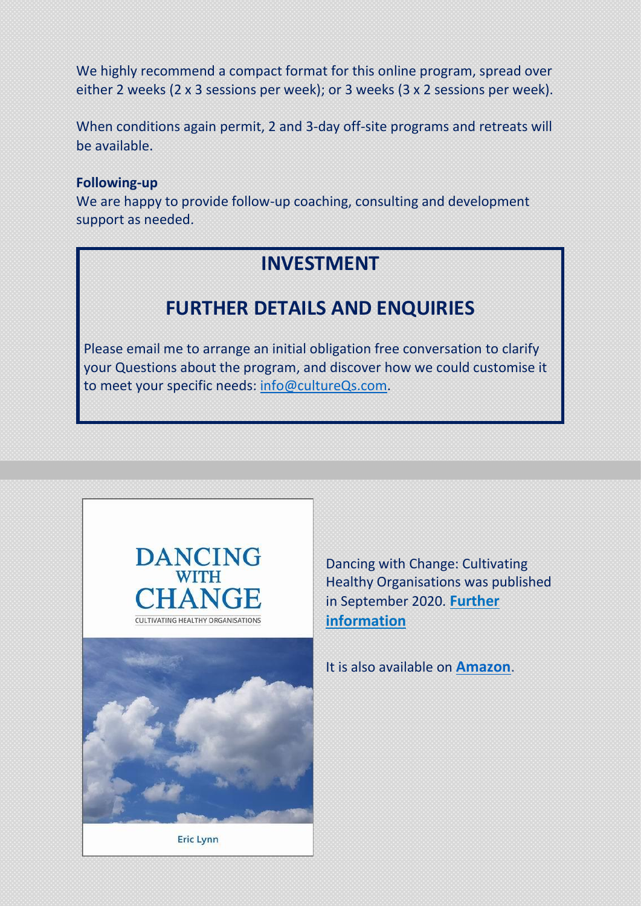We highly recommend a compact format for this online program, spread over either 2 weeks (2 x 3 sessions per week); or 3 weeks (3 x 2 sessions per week).

When conditions again permit, 2 and 3-day off-site programs and retreats will be available.

**Following-up**

We are happy to provide follow-up coaching, consulting and development support as needed.

## INVESTMENT

## FURTHER DETAILS AND ENQUIRIES

Please email me to arrange an initial obligation free conversation to clarify your Questions about the program, and discover how we could customise it to meet your specific needs: info@cultureQs.com.

DANCING WITH CHANGE

CULTIVATING HEALTHY ORGANISATIONS

Eric Lynn

Dancing with Change: Cultivating Healthy Organisations was published in September 2020. **Further information**

It is also available on **Amazon**.